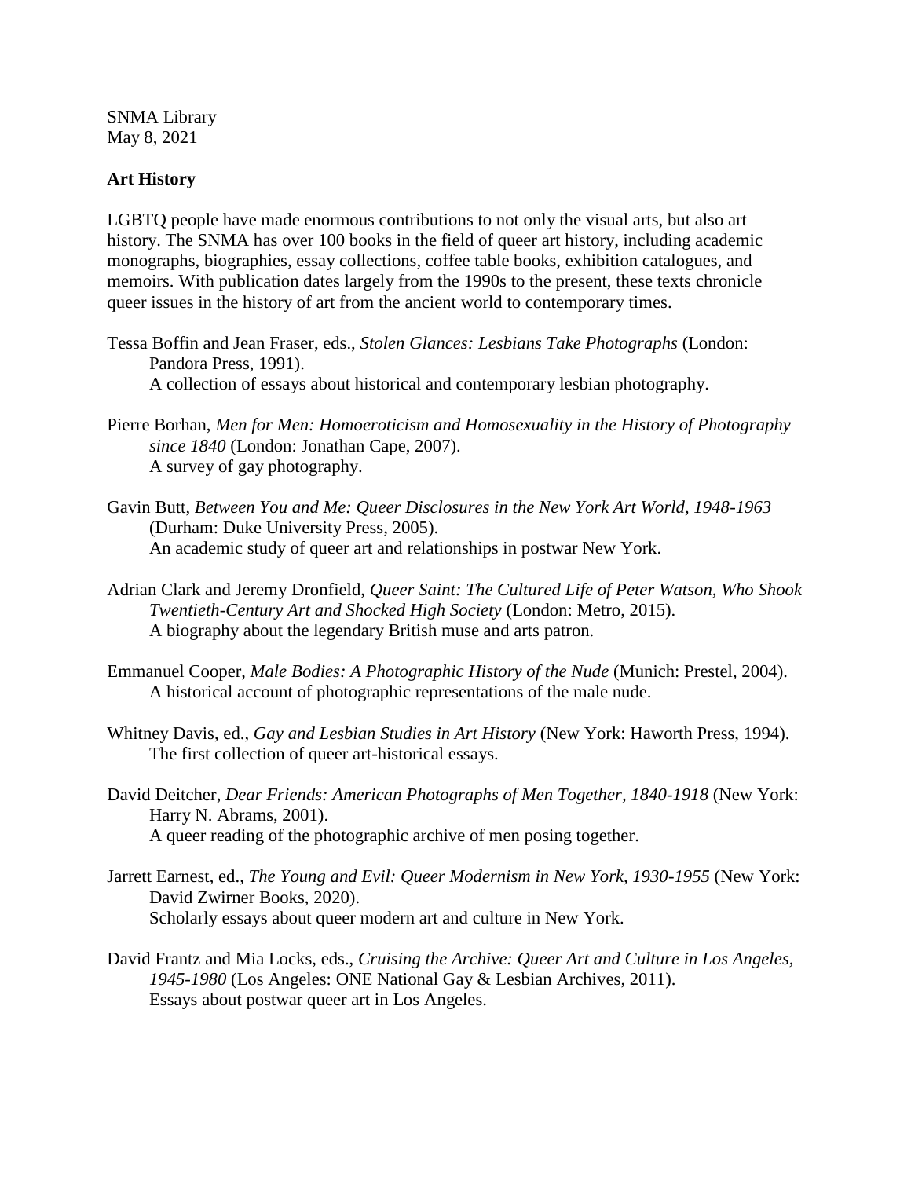SNMA Library
May 8, 2021

## Art History

LGBTQ people have made enormous contributions to not only the visual arts, but also art history. The SNMA has over 100 books in the field of queer art history, including academic monographs, biographies, essay collections, coffee table books, exhibition catalogues, and memoirs. With publication dates largely from the 1990s to the present, these texts chronicle queer issues in the history of art from the ancient world to contemporary times.

Tessa Boffin and Jean Fraser, eds., *Stolen Glances: Lesbians Take Photographs* (London: Pandora Press, 1991).
A collection of essays about historical and contemporary lesbian photography.

Pierre Borhan, *Men for Men: Homoeroticism and Homosexuality in the History of Photography since 1840* (London: Jonathan Cape, 2007).
A survey of gay photography.

Gavin Butt, *Between You and Me: Queer Disclosures in the New York Art World, 1948-1963* (Durham: Duke University Press, 2005).
An academic study of queer art and relationships in postwar New York.

Adrian Clark and Jeremy Dronfield, *Queer Saint: The Cultured Life of Peter Watson, Who Shook Twentieth-Century Art and Shocked High Society* (London: Metro, 2015).
A biography about the legendary British muse and arts patron.

Emmanuel Cooper, *Male Bodies: A Photographic History of the Nude* (Munich: Prestel, 2004).
A historical account of photographic representations of the male nude.

Whitney Davis, ed., *Gay and Lesbian Studies in Art History* (New York: Haworth Press, 1994).
The first collection of queer art-historical essays.

David Deitcher, *Dear Friends: American Photographs of Men Together, 1840-1918* (New York: Harry N. Abrams, 2001).
A queer reading of the photographic archive of men posing together.

Jarrett Earnest, ed., *The Young and Evil: Queer Modernism in New York, 1930-1955* (New York: David Zwirner Books, 2020).
Scholarly essays about queer modern art and culture in New York.

David Frantz and Mia Locks, eds., *Cruising the Archive: Queer Art and Culture in Los Angeles, 1945-1980* (Los Angeles: ONE National Gay & Lesbian Archives, 2011).
Essays about postwar queer art in Los Angeles.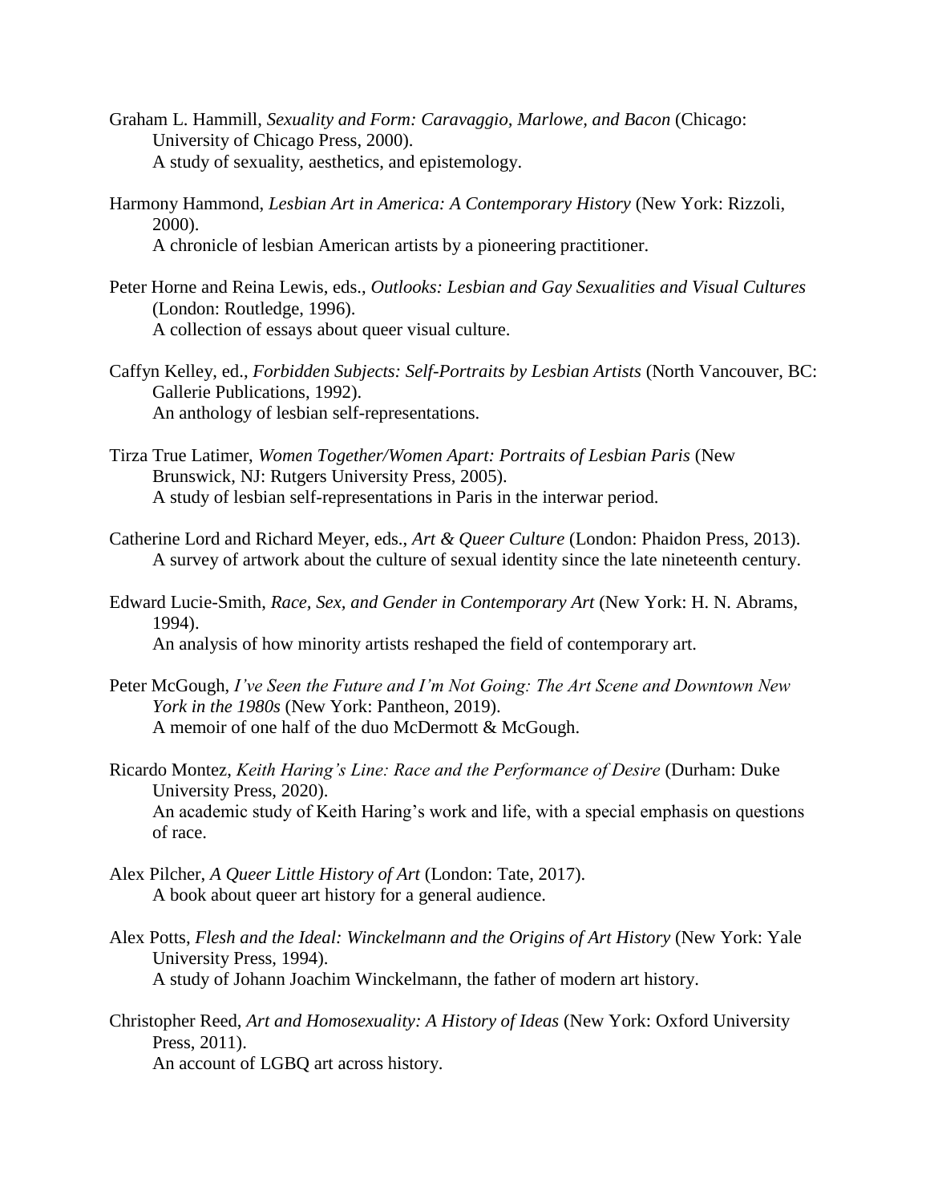Graham L. Hammill, *Sexuality and Form: Caravaggio, Marlowe, and Bacon* (Chicago: University of Chicago Press, 2000).
A study of sexuality, aesthetics, and epistemology.

Harmony Hammond, *Lesbian Art in America: A Contemporary History* (New York: Rizzoli, 2000).
A chronicle of lesbian American artists by a pioneering practitioner.

Peter Horne and Reina Lewis, eds., *Outlooks: Lesbian and Gay Sexualities and Visual Cultures* (London: Routledge, 1996).
A collection of essays about queer visual culture.

Caffyn Kelley, ed., *Forbidden Subjects: Self-Portraits by Lesbian Artists* (North Vancouver, BC: Gallerie Publications, 1992).
An anthology of lesbian self-representations.

Tirza True Latimer, *Women Together/Women Apart: Portraits of Lesbian Paris* (New Brunswick, NJ: Rutgers University Press, 2005).
A study of lesbian self-representations in Paris in the interwar period.

Catherine Lord and Richard Meyer, eds., *Art & Queer Culture* (London: Phaidon Press, 2013).
A survey of artwork about the culture of sexual identity since the late nineteenth century.

Edward Lucie-Smith, *Race, Sex, and Gender in Contemporary Art* (New York: H. N. Abrams, 1994).
An analysis of how minority artists reshaped the field of contemporary art.

Peter McGough, *I've Seen the Future and I'm Not Going: The Art Scene and Downtown New York in the 1980s* (New York: Pantheon, 2019).
A memoir of one half of the duo McDermott & McGough.

Ricardo Montez, *Keith Haring's Line: Race and the Performance of Desire* (Durham: Duke University Press, 2020).
An academic study of Keith Haring's work and life, with a special emphasis on questions of race.

Alex Pilcher, *A Queer Little History of Art* (London: Tate, 2017).
A book about queer art history for a general audience.

Alex Potts, *Flesh and the Ideal: Winckelmann and the Origins of Art History* (New York: Yale University Press, 1994).
A study of Johann Joachim Winckelmann, the father of modern art history.

Christopher Reed, *Art and Homosexuality: A History of Ideas* (New York: Oxford University Press, 2011).
An account of LGBQ art across history.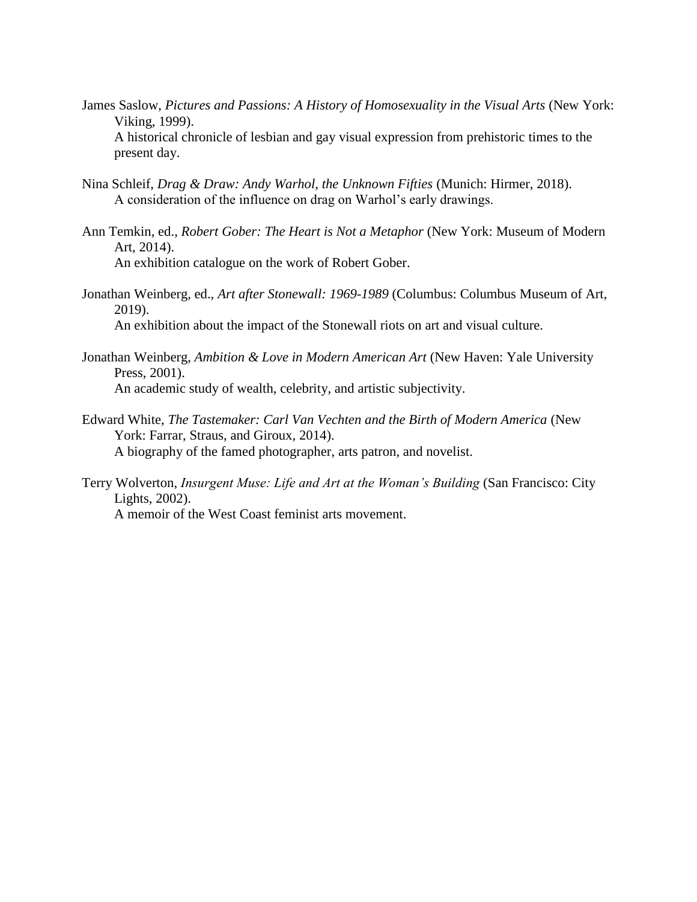James Saslow, *Pictures and Passions: A History of Homosexuality in the Visual Arts* (New York: Viking, 1999).
A historical chronicle of lesbian and gay visual expression from prehistoric times to the present day.

Nina Schleif, *Drag & Draw: Andy Warhol, the Unknown Fifties* (Munich: Hirmer, 2018).
A consideration of the influence on drag on Warhol's early drawings.

Ann Temkin, ed., *Robert Gober: The Heart is Not a Metaphor* (New York: Museum of Modern Art, 2014).
An exhibition catalogue on the work of Robert Gober.

Jonathan Weinberg, ed., *Art after Stonewall: 1969-1989* (Columbus: Columbus Museum of Art, 2019).
An exhibition about the impact of the Stonewall riots on art and visual culture.

Jonathan Weinberg, *Ambition & Love in Modern American Art* (New Haven: Yale University Press, 2001).
An academic study of wealth, celebrity, and artistic subjectivity.

Edward White, *The Tastemaker: Carl Van Vechten and the Birth of Modern America* (New York: Farrar, Straus, and Giroux, 2014).
A biography of the famed photographer, arts patron, and novelist.

Terry Wolverton, *Insurgent Muse: Life and Art at the Woman's Building* (San Francisco: City Lights, 2002).
A memoir of the West Coast feminist arts movement.